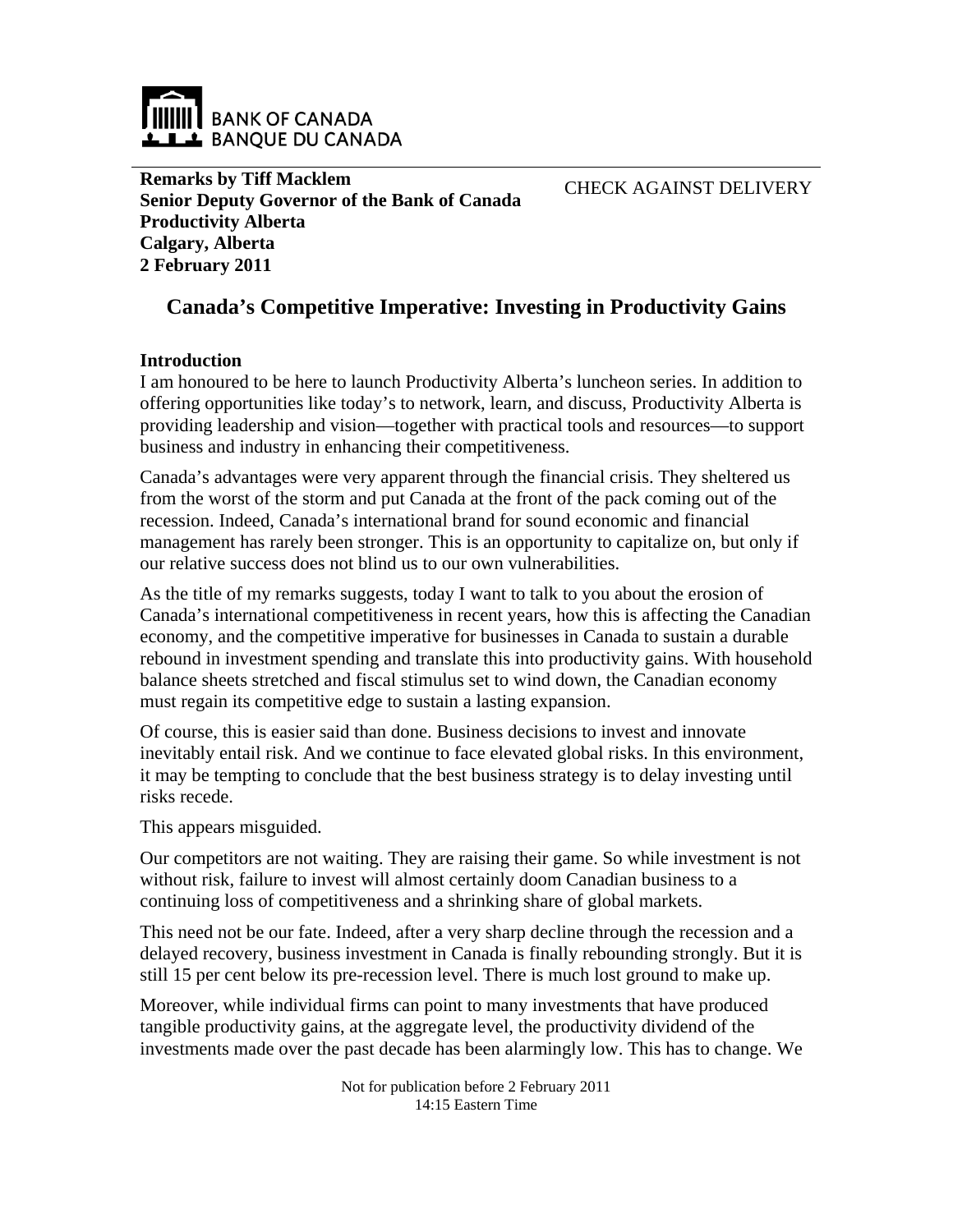BANK OF CANADA
BANQUE DU CANADA

**Remarks by Tiff Macklem**
**Senior Deputy Governor of the Bank of Canada**
**Productivity Alberta**
**Calgary, Alberta**
**2 February 2011**

CHECK AGAINST DELIVERY

# Canada's Competitive Imperative: Investing in Productivity Gains

## Introduction

I am honoured to be here to launch Productivity Alberta's luncheon series. In addition to offering opportunities like today's to network, learn, and discuss, Productivity Alberta is providing leadership and vision—together with practical tools and resources—to support business and industry in enhancing their competitiveness.

Canada's advantages were very apparent through the financial crisis. They sheltered us from the worst of the storm and put Canada at the front of the pack coming out of the recession. Indeed, Canada's international brand for sound economic and financial management has rarely been stronger. This is an opportunity to capitalize on, but only if our relative success does not blind us to our own vulnerabilities.

As the title of my remarks suggests, today I want to talk to you about the erosion of Canada's international competitiveness in recent years, how this is affecting the Canadian economy, and the competitive imperative for businesses in Canada to sustain a durable rebound in investment spending and translate this into productivity gains. With household balance sheets stretched and fiscal stimulus set to wind down, the Canadian economy must regain its competitive edge to sustain a lasting expansion.

Of course, this is easier said than done. Business decisions to invest and innovate inevitably entail risk. And we continue to face elevated global risks. In this environment, it may be tempting to conclude that the best business strategy is to delay investing until risks recede.

This appears misguided.

Our competitors are not waiting. They are raising their game. So while investment is not without risk, failure to invest will almost certainly doom Canadian business to a continuing loss of competitiveness and a shrinking share of global markets.

This need not be our fate. Indeed, after a very sharp decline through the recession and a delayed recovery, business investment in Canada is finally rebounding strongly. But it is still 15 per cent below its pre-recession level. There is much lost ground to make up.

Moreover, while individual firms can point to many investments that have produced tangible productivity gains, at the aggregate level, the productivity dividend of the investments made over the past decade has been alarmingly low. This has to change. We

Not for publication before 2 February 2011
14:15 Eastern Time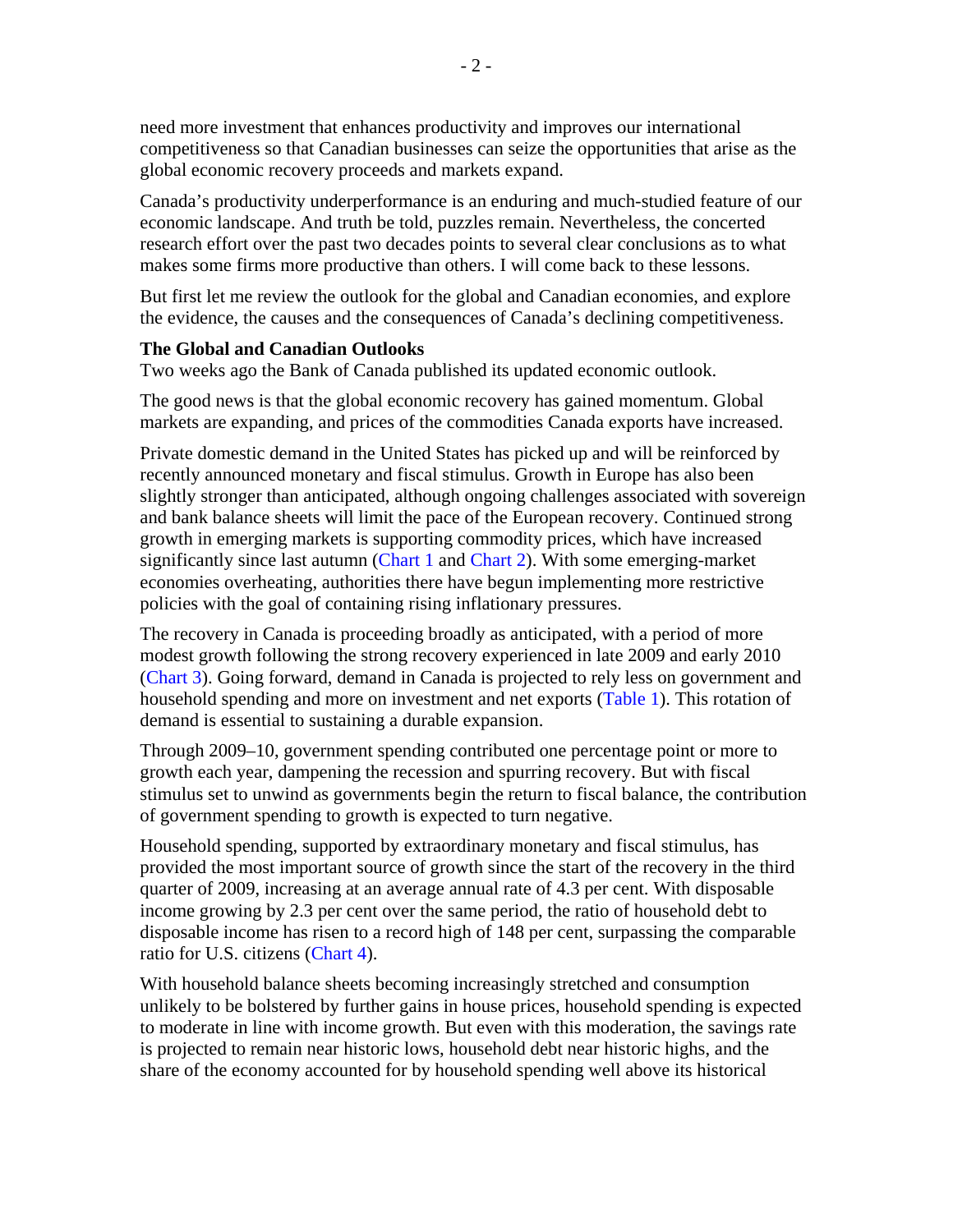need more investment that enhances productivity and improves our international competitiveness so that Canadian businesses can seize the opportunities that arise as the global economic recovery proceeds and markets expand.

Canada's productivity underperformance is an enduring and much-studied feature of our economic landscape. And truth be told, puzzles remain. Nevertheless, the concerted research effort over the past two decades points to several clear conclusions as to what makes some firms more productive than others. I will come back to these lessons.

But first let me review the outlook for the global and Canadian economies, and explore the evidence, the causes and the consequences of Canada's declining competitiveness.

**The Global and Canadian Outlooks**

Two weeks ago the Bank of Canada published its updated economic outlook.

The good news is that the global economic recovery has gained momentum. Global markets are expanding, and prices of the commodities Canada exports have increased.

Private domestic demand in the United States has picked up and will be reinforced by recently announced monetary and fiscal stimulus. Growth in Europe has also been slightly stronger than anticipated, although ongoing challenges associated with sovereign and bank balance sheets will limit the pace of the European recovery. Continued strong growth in emerging markets is supporting commodity prices, which have increased significantly since last autumn (Chart 1 and Chart 2). With some emerging-market economies overheating, authorities there have begun implementing more restrictive policies with the goal of containing rising inflationary pressures.

The recovery in Canada is proceeding broadly as anticipated, with a period of more modest growth following the strong recovery experienced in late 2009 and early 2010 (Chart 3). Going forward, demand in Canada is projected to rely less on government and household spending and more on investment and net exports (Table 1). This rotation of demand is essential to sustaining a durable expansion.

Through 2009–10, government spending contributed one percentage point or more to growth each year, dampening the recession and spurring recovery. But with fiscal stimulus set to unwind as governments begin the return to fiscal balance, the contribution of government spending to growth is expected to turn negative.

Household spending, supported by extraordinary monetary and fiscal stimulus, has provided the most important source of growth since the start of the recovery in the third quarter of 2009, increasing at an average annual rate of 4.3 per cent. With disposable income growing by 2.3 per cent over the same period, the ratio of household debt to disposable income has risen to a record high of 148 per cent, surpassing the comparable ratio for U.S. citizens (Chart 4).

With household balance sheets becoming increasingly stretched and consumption unlikely to be bolstered by further gains in house prices, household spending is expected to moderate in line with income growth. But even with this moderation, the savings rate is projected to remain near historic lows, household debt near historic highs, and the share of the economy accounted for by household spending well above its historical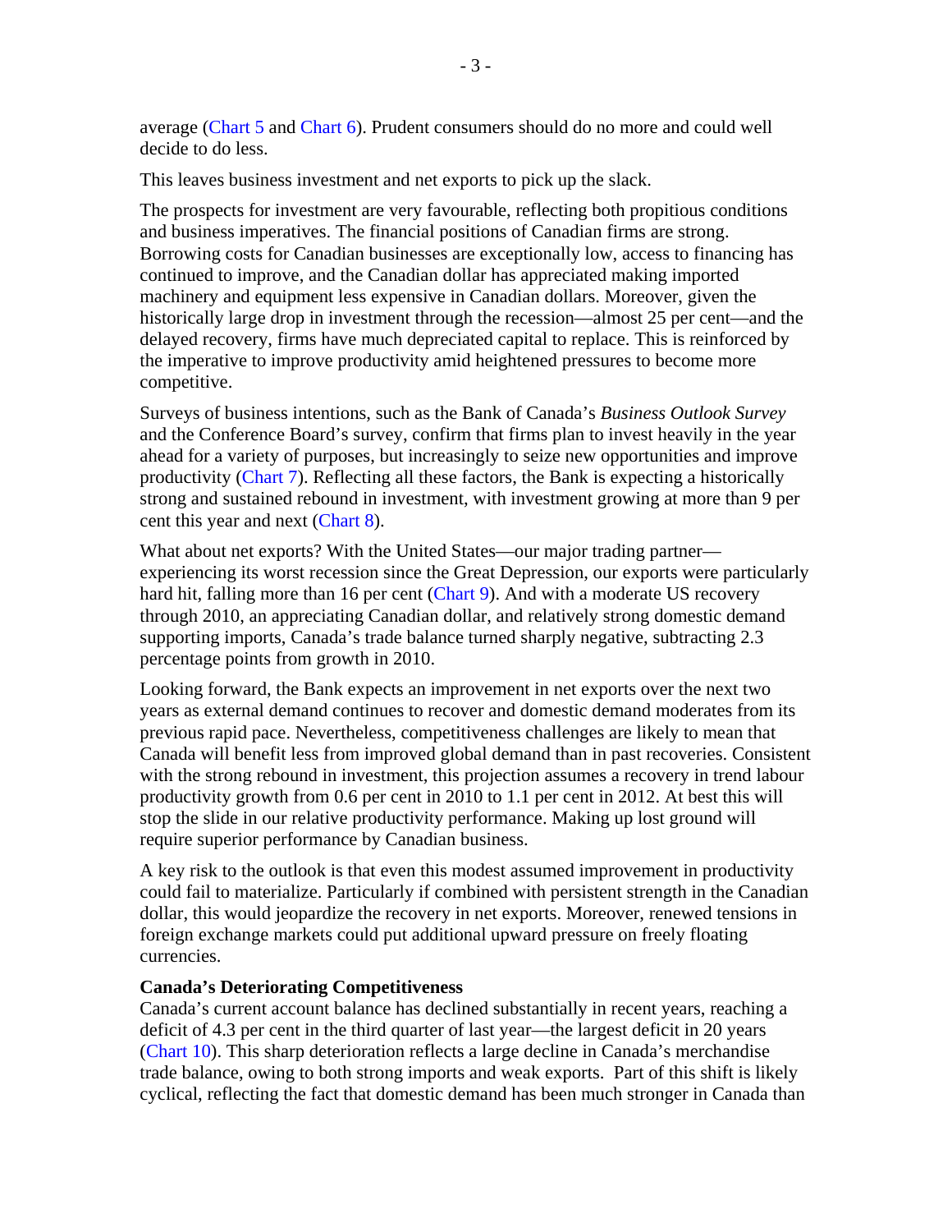average (Chart 5 and Chart 6). Prudent consumers should do no more and could well decide to do less.

This leaves business investment and net exports to pick up the slack.

The prospects for investment are very favourable, reflecting both propitious conditions and business imperatives. The financial positions of Canadian firms are strong. Borrowing costs for Canadian businesses are exceptionally low, access to financing has continued to improve, and the Canadian dollar has appreciated making imported machinery and equipment less expensive in Canadian dollars. Moreover, given the historically large drop in investment through the recession—almost 25 per cent—and the delayed recovery, firms have much depreciated capital to replace. This is reinforced by the imperative to improve productivity amid heightened pressures to become more competitive.

Surveys of business intentions, such as the Bank of Canada's *Business Outlook Survey* and the Conference Board's survey, confirm that firms plan to invest heavily in the year ahead for a variety of purposes, but increasingly to seize new opportunities and improve productivity (Chart 7). Reflecting all these factors, the Bank is expecting a historically strong and sustained rebound in investment, with investment growing at more than 9 per cent this year and next (Chart 8).

What about net exports? With the United States—our major trading partner—experiencing its worst recession since the Great Depression, our exports were particularly hard hit, falling more than 16 per cent (Chart 9). And with a moderate US recovery through 2010, an appreciating Canadian dollar, and relatively strong domestic demand supporting imports, Canada's trade balance turned sharply negative, subtracting 2.3 percentage points from growth in 2010.

Looking forward, the Bank expects an improvement in net exports over the next two years as external demand continues to recover and domestic demand moderates from its previous rapid pace. Nevertheless, competitiveness challenges are likely to mean that Canada will benefit less from improved global demand than in past recoveries. Consistent with the strong rebound in investment, this projection assumes a recovery in trend labour productivity growth from 0.6 per cent in 2010 to 1.1 per cent in 2012. At best this will stop the slide in our relative productivity performance. Making up lost ground will require superior performance by Canadian business.

A key risk to the outlook is that even this modest assumed improvement in productivity could fail to materialize. Particularly if combined with persistent strength in the Canadian dollar, this would jeopardize the recovery in net exports. Moreover, renewed tensions in foreign exchange markets could put additional upward pressure on freely floating currencies.

**Canada's Deteriorating Competitiveness**

Canada's current account balance has declined substantially in recent years, reaching a deficit of 4.3 per cent in the third quarter of last year—the largest deficit in 20 years (Chart 10). This sharp deterioration reflects a large decline in Canada's merchandise trade balance, owing to both strong imports and weak exports. Part of this shift is likely cyclical, reflecting the fact that domestic demand has been much stronger in Canada than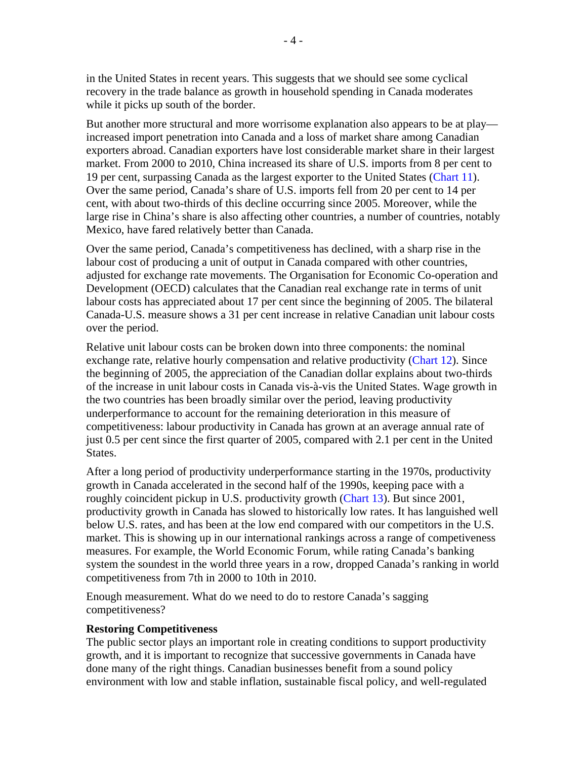in the United States in recent years. This suggests that we should see some cyclical recovery in the trade balance as growth in household spending in Canada moderates while it picks up south of the border.

But another more structural and more worrisome explanation also appears to be at play—increased import penetration into Canada and a loss of market share among Canadian exporters abroad. Canadian exporters have lost considerable market share in their largest market. From 2000 to 2010, China increased its share of U.S. imports from 8 per cent to 19 per cent, surpassing Canada as the largest exporter to the United States (Chart 11). Over the same period, Canada's share of U.S. imports fell from 20 per cent to 14 per cent, with about two-thirds of this decline occurring since 2005. Moreover, while the large rise in China's share is also affecting other countries, a number of countries, notably Mexico, have fared relatively better than Canada.

Over the same period, Canada's competitiveness has declined, with a sharp rise in the labour cost of producing a unit of output in Canada compared with other countries, adjusted for exchange rate movements. The Organisation for Economic Co-operation and Development (OECD) calculates that the Canadian real exchange rate in terms of unit labour costs has appreciated about 17 per cent since the beginning of 2005. The bilateral Canada-U.S. measure shows a 31 per cent increase in relative Canadian unit labour costs over the period.

Relative unit labour costs can be broken down into three components: the nominal exchange rate, relative hourly compensation and relative productivity (Chart 12). Since the beginning of 2005, the appreciation of the Canadian dollar explains about two-thirds of the increase in unit labour costs in Canada vis-à-vis the United States. Wage growth in the two countries has been broadly similar over the period, leaving productivity underperformance to account for the remaining deterioration in this measure of competitiveness: labour productivity in Canada has grown at an average annual rate of just 0.5 per cent since the first quarter of 2005, compared with 2.1 per cent in the United States.

After a long period of productivity underperformance starting in the 1970s, productivity growth in Canada accelerated in the second half of the 1990s, keeping pace with a roughly coincident pickup in U.S. productivity growth (Chart 13). But since 2001, productivity growth in Canada has slowed to historically low rates. It has languished well below U.S. rates, and has been at the low end compared with our competitors in the U.S. market. This is showing up in our international rankings across a range of competeness measures. For example, the World Economic Forum, while rating Canada's banking system the soundest in the world three years in a row, dropped Canada's ranking in world competitiveness from 7th in 2000 to 10th in 2010.

Enough measurement. What do we need to do to restore Canada's sagging competitiveness?

**Restoring Competitiveness**

The public sector plays an important role in creating conditions to support productivity growth, and it is important to recognize that successive governments in Canada have done many of the right things. Canadian businesses benefit from a sound policy environment with low and stable inflation, sustainable fiscal policy, and well-regulated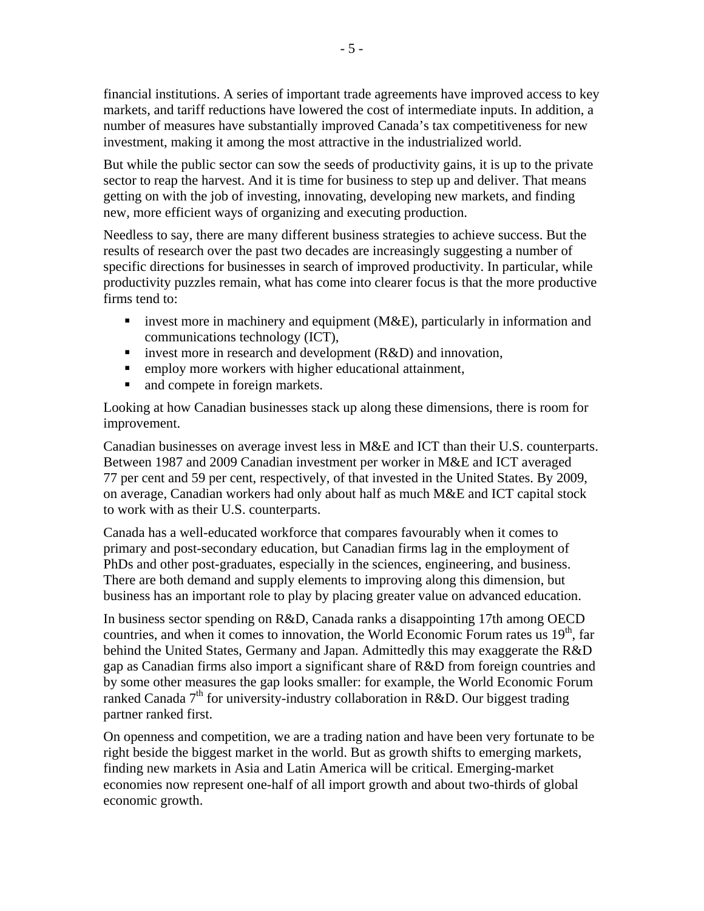financial institutions. A series of important trade agreements have improved access to key markets, and tariff reductions have lowered the cost of intermediate inputs. In addition, a number of measures have substantially improved Canada's tax competitiveness for new investment, making it among the most attractive in the industrialized world.

But while the public sector can sow the seeds of productivity gains, it is up to the private sector to reap the harvest. And it is time for business to step up and deliver. That means getting on with the job of investing, innovating, developing new markets, and finding new, more efficient ways of organizing and executing production.

Needless to say, there are many different business strategies to achieve success. But the results of research over the past two decades are increasingly suggesting a number of specific directions for businesses in search of improved productivity. In particular, while productivity puzzles remain, what has come into clearer focus is that the more productive firms tend to:

- invest more in machinery and equipment (M&E), particularly in information and communications technology (ICT),
- invest more in research and development (R&D) and innovation,
- employ more workers with higher educational attainment,
- and compete in foreign markets.

Looking at how Canadian businesses stack up along these dimensions, there is room for improvement.

Canadian businesses on average invest less in M&E and ICT than their U.S. counterparts. Between 1987 and 2009 Canadian investment per worker in M&E and ICT averaged 77 per cent and 59 per cent, respectively, of that invested in the United States. By 2009, on average, Canadian workers had only about half as much M&E and ICT capital stock to work with as their U.S. counterparts.

Canada has a well-educated workforce that compares favourably when it comes to primary and post-secondary education, but Canadian firms lag in the employment of PhDs and other post-graduates, especially in the sciences, engineering, and business. There are both demand and supply elements to improving along this dimension, but business has an important role to play by placing greater value on advanced education.

In business sector spending on R&D, Canada ranks a disappointing 17th among OECD countries, and when it comes to innovation, the World Economic Forum rates us 19th, far behind the United States, Germany and Japan. Admittedly this may exaggerate the R&D gap as Canadian firms also import a significant share of R&D from foreign countries and by some other measures the gap looks smaller: for example, the World Economic Forum ranked Canada 7th for university-industry collaboration in R&D. Our biggest trading partner ranked first.

On openness and competition, we are a trading nation and have been very fortunate to be right beside the biggest market in the world. But as growth shifts to emerging markets, finding new markets in Asia and Latin America will be critical. Emerging-market economies now represent one-half of all import growth and about two-thirds of global economic growth.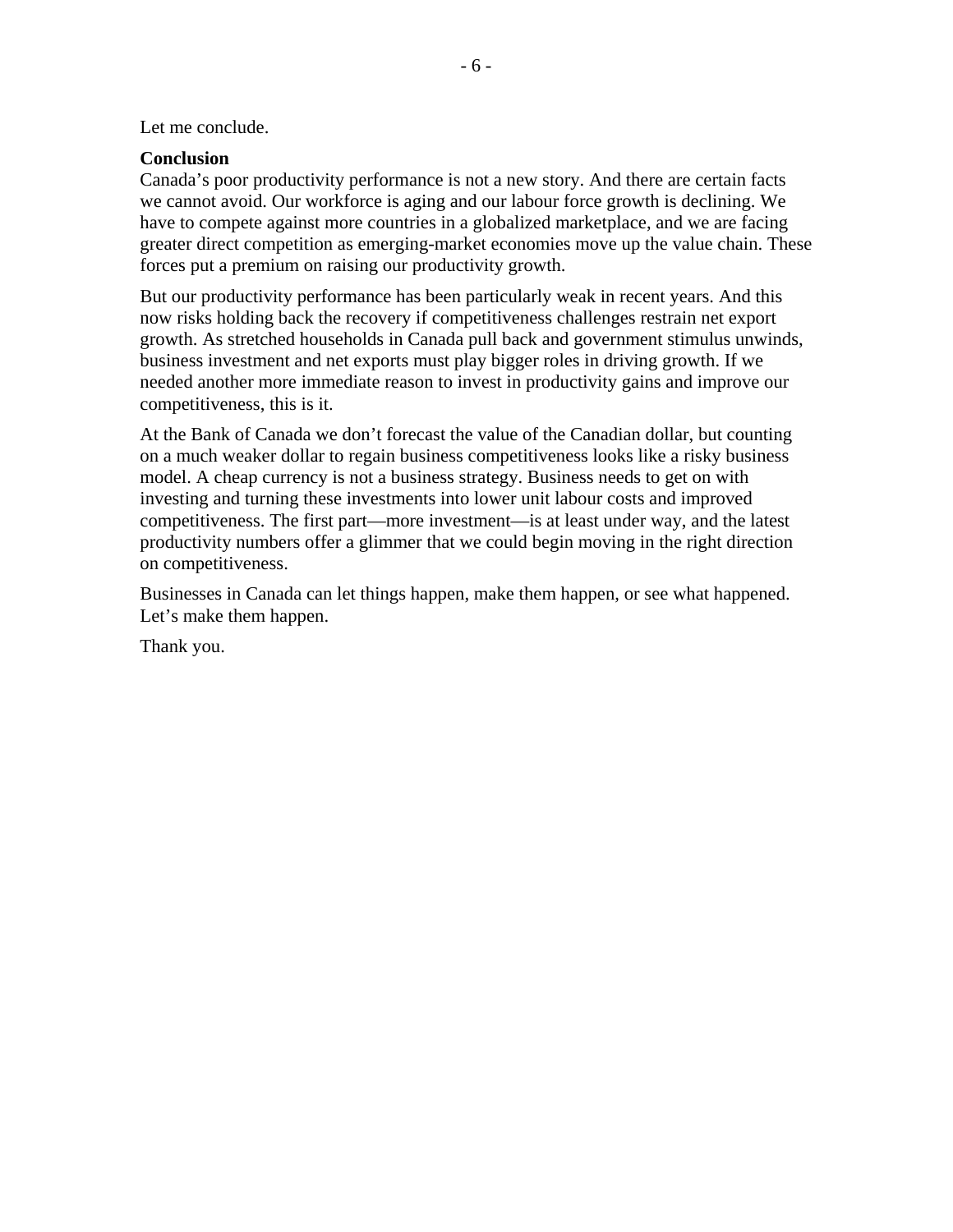Let me conclude.

**Conclusion**

Canada’s poor productivity performance is not a new story. And there are certain facts we cannot avoid. Our workforce is aging and our labour force growth is declining. We have to compete against more countries in a globalized marketplace, and we are facing greater direct competition as emerging-market economies move up the value chain. These forces put a premium on raising our productivity growth.

But our productivity performance has been particularly weak in recent years. And this now risks holding back the recovery if competitiveness challenges restrain net export growth. As stretched households in Canada pull back and government stimulus unwinds, business investment and net exports must play bigger roles in driving growth. If we needed another more immediate reason to invest in productivity gains and improve our competitiveness, this is it.

At the Bank of Canada we don’t forecast the value of the Canadian dollar, but counting on a much weaker dollar to regain business competitiveness looks like a risky business model. A cheap currency is not a business strategy. Business needs to get on with investing and turning these investments into lower unit labour costs and improved competitiveness. The first part—more investment—is at least under way, and the latest productivity numbers offer a glimmer that we could begin moving in the right direction on competitiveness.

Businesses in Canada can let things happen, make them happen, or see what happened. Let’s make them happen.

Thank you.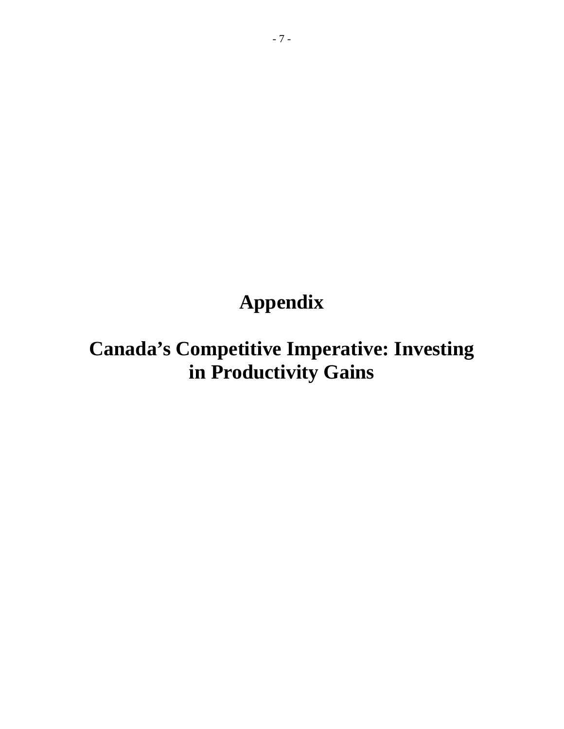# Appendix

# Canada's Competitive Imperative: Investing in Productivity Gains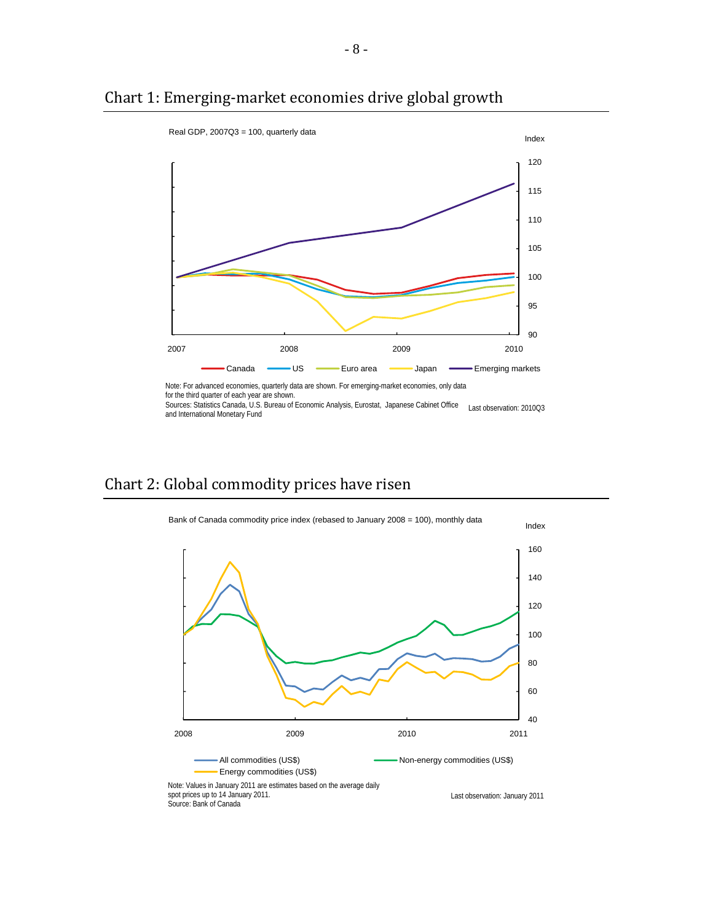## Chart 1: Emerging-market economies drive global growth

Real GDP, 2007Q3 = 100, quarterly data

Index

120

115

110

105

100

95

90

2007 2008 2009 2010

Canada — US — Euro area — Japan — Emerging markets

Note: For advanced economies, quarterly data are shown. For emerging-market economies, only data for the third quarter of each year are shown.

Sources: Statistics Canada, U.S. Bureau of Economic Analysis, Eurostat, Japanese Cabinet Office and International Monetary Fund

Last observation: 2010Q3

## Chart 2: Global commodity prices have risen

Bank of Canada commodity price index (rebased to January 2008 = 100), monthly data

Index

160

140

120

100

80

60

40

2008 2009 2010 2011

All commodities (US$) — Non-energy commodities (US$) — Energy commodities (US$)

Note: Values in January 2011 are estimates based on the average daily spot prices up to 14 January 2011.

Source: Bank of Canada

Last observation: January 2011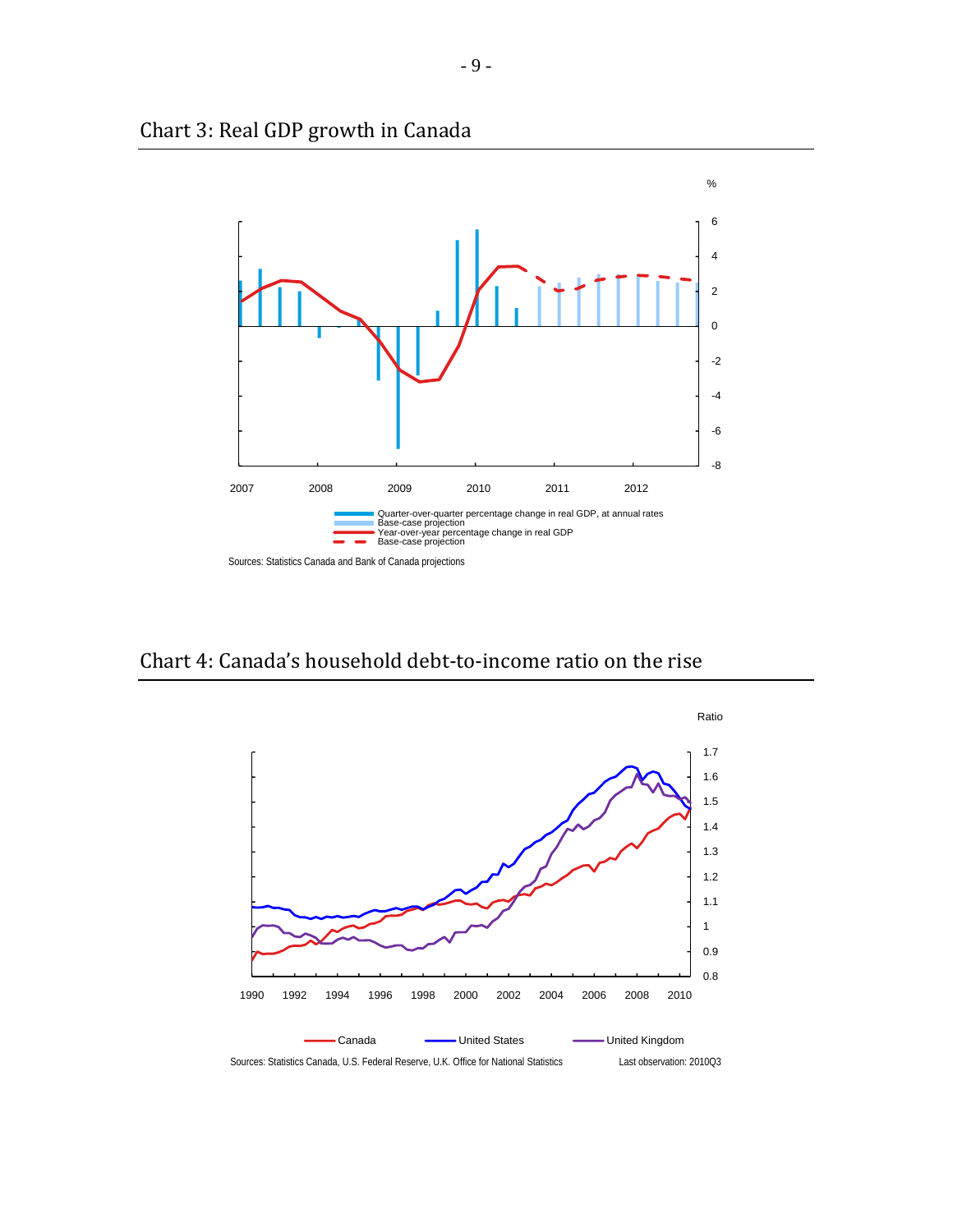## Chart 3: Real GDP growth in Canada

%

Quarter-over-quarter percentage change in real GDP, at annual rates
Base-case projection
Year-over-year percentage change in real GDP
Base-case projection

Sources: Statistics Canada and Bank of Canada projections

## Chart 4: Canada's household debt-to-income ratio on the rise

Ratio

Canada | United States | United Kingdom

Sources: Statistics Canada, U.S. Federal Reserve, U.K. Office for National Statistics

Last observation: 2010Q3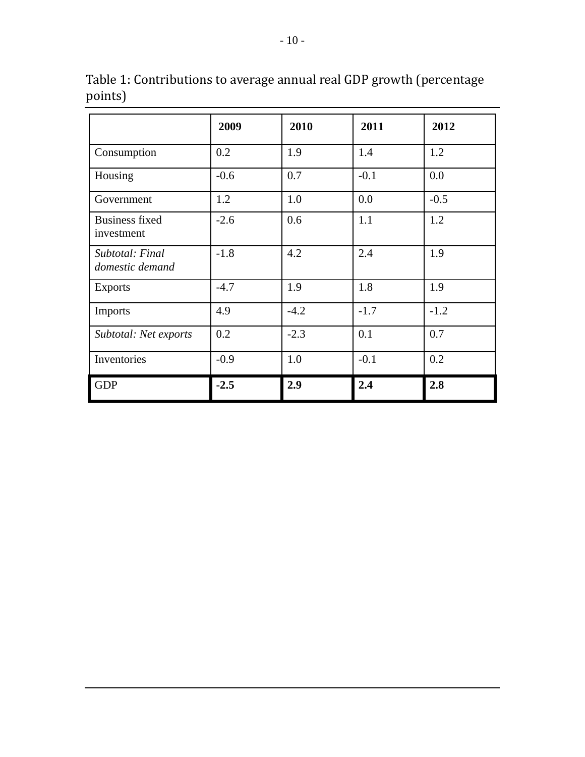Table 1: Contributions to average annual real GDP growth (percentage points)

| | **2009** | **2010** | **2011** | **2012** |
|---|---|---|---|---|
| Consumption | 0.2 | 1.9 | 1.4 | 1.2 |
| Housing | -0.6 | 0.7 | -0.1 | 0.0 |
| Government | 1.2 | 1.0 | 0.0 | -0.5 |
| Business fixed investment | -2.6 | 0.6 | 1.1 | 1.2 |
| *Subtotal: Final domestic demand* | -1.8 | 4.2 | 2.4 | 1.9 |
| Exports | -4.7 | 1.9 | 1.8 | 1.9 |
| Imports | 4.9 | -4.2 | -1.7 | -1.2 |
| *Subtotal: Net exports* | 0.2 | -2.3 | 0.1 | 0.7 |
| Inventories | -0.9 | 1.0 | -0.1 | 0.2 |
| GDP | **-2.5** | **2.9** | **2.4** | **2.8** |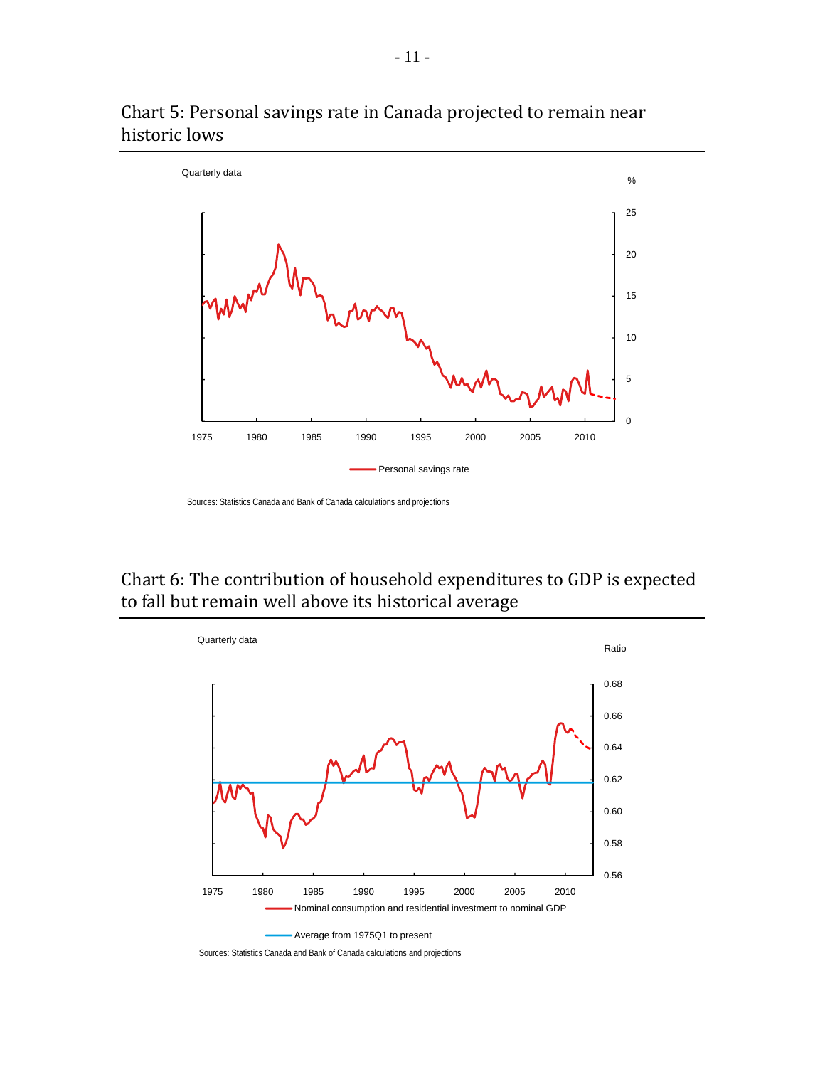## Chart 5: Personal savings rate in Canada projected to remain near historic lows

Quarterly data

%

25
20
15
10
5
0

1975 1980 1985 1990 1995 2000 2005 2010

Personal savings rate

Sources: Statistics Canada and Bank of Canada calculations and projections

## Chart 6: The contribution of household expenditures to GDP is expected to fall but remain well above its historical average

Quarterly data

Ratio

0.68
0.66
0.64
0.62
0.60
0.58
0.56

1975 1980 1985 1990 1995 2000 2005 2010

Nominal consumption and residential investment to nominal GDP

Average from 1975Q1 to present

Sources: Statistics Canada and Bank of Canada calculations and projections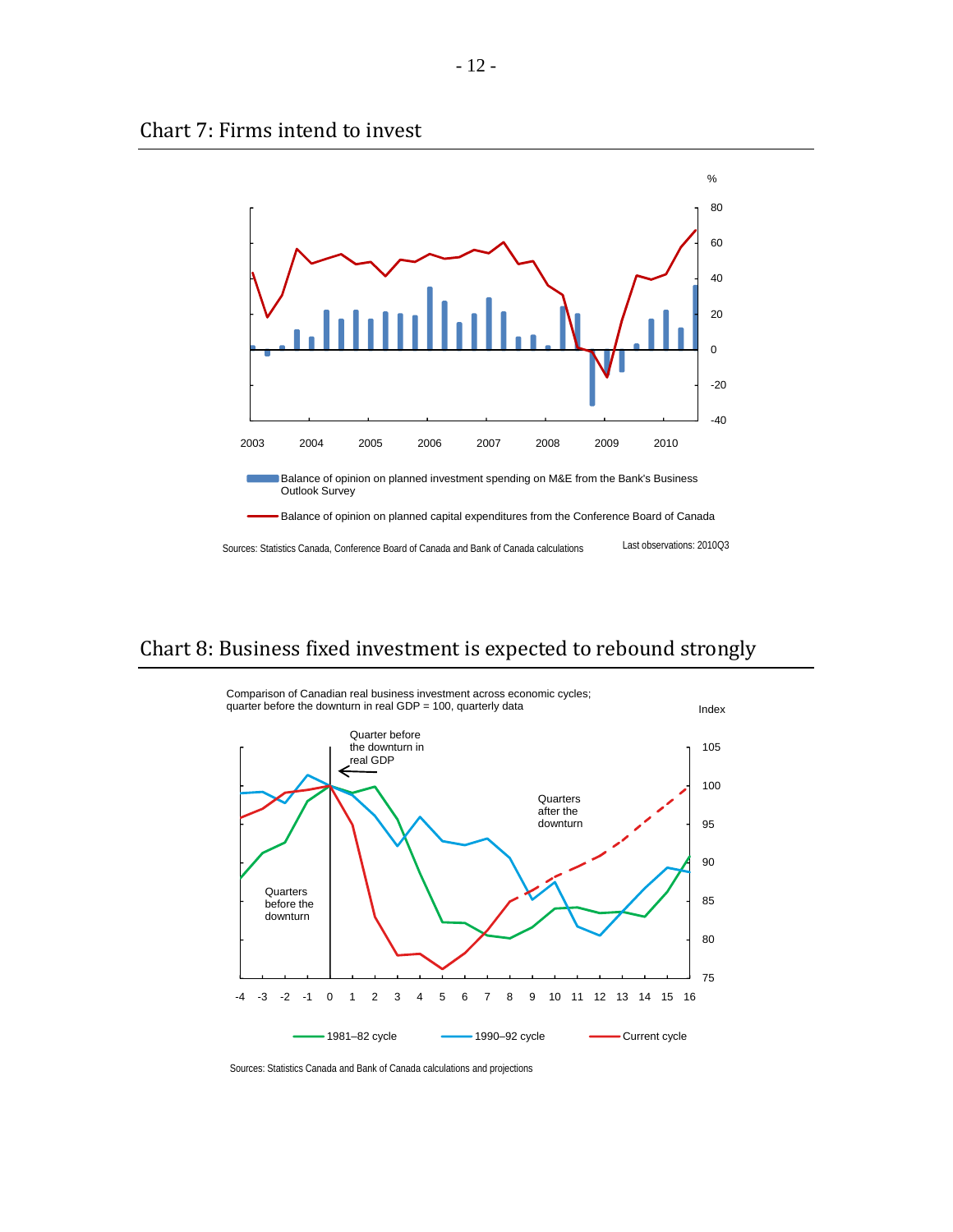## Chart 7: Firms intend to invest

%

80

60

40

20

0

-20

-40

2003 2004 2005 2006 2007 2008 2009 2010

Balance of opinion on planned investment spending on M&E from the Bank's Business Outlook Survey

Balance of opinion on planned capital expenditures from the Conference Board of Canada

Sources: Statistics Canada, Conference Board of Canada and Bank of Canada calculations

Last observations: 2010Q3

## Chart 8: Business fixed investment is expected to rebound strongly

Comparison of Canadian real business investment across economic cycles; quarter before the downturn in real GDP = 100, quarterly data

Index

105

100

95

90

85

80

75

Quarter before the downturn in real GDP

Quarters after the downturn

Quarters before the downturn

-4 -3 -2 -1 0 1 2 3 4 5 6 7 8 9 10 11 12 13 14 15 16

1981–82 cycle

1990–92 cycle

Current cycle

Sources: Statistics Canada and Bank of Canada calculations and projections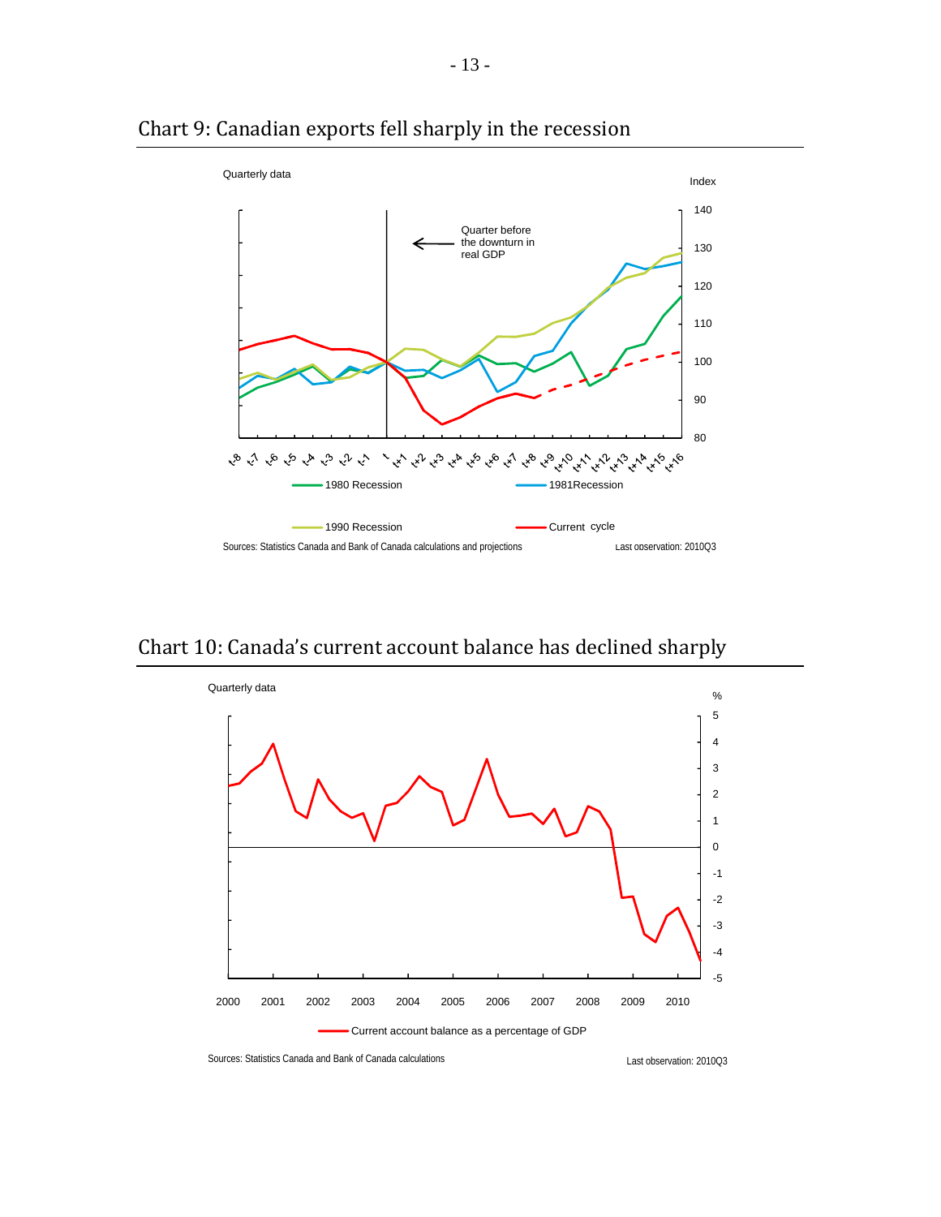## Chart 9: Canadian exports fell sharply in the recession

Quarterly data

Index

Quarter before the downturn in real GDP

1980 Recession

1981Recession

1990 Recession

Current cycle

Sources: Statistics Canada and Bank of Canada calculations and projections

Last observation: 2010Q3

## Chart 10: Canada's current account balance has declined sharply

Quarterly data

%

Current account balance as a percentage of GDP

Sources: Statistics Canada and Bank of Canada calculations

Last observation: 2010Q3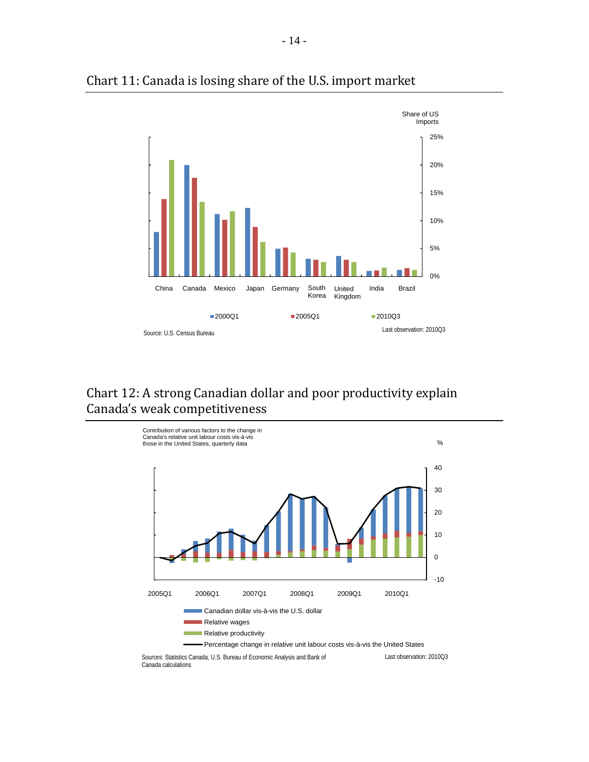## Chart 11: Canada is losing share of the U.S. import market

Share of US Imports

25%
20%
15%
10%
5%
0%

China Canada Mexico Japan Germany South Korea United Kingdom India Brazil

2000Q1 2005Q1 2010Q3

Source: U.S. Census Bureau

Last observation: 2010Q3

## Chart 12: A strong Canadian dollar and poor productivity explain Canada's weak competitiveness

Contribution of various factors to the change in Canada's relative unit labour costs vis-à-vis those in the United States, quarterly data

%

40
30
20
10
0
-10

2005Q1 2006Q1 2007Q1 2008Q1 2009Q1 2010Q1

- Canadian dollar vis-à-vis the U.S. dollar
- Relative wages
- Relative productivity
- Percentage change in relative unit labour costs vis-à-vis the United States

Sources: Statistics Canada, U.S. Bureau of Economic Analysis and Bank of Canada calculations

Last observation: 2010Q3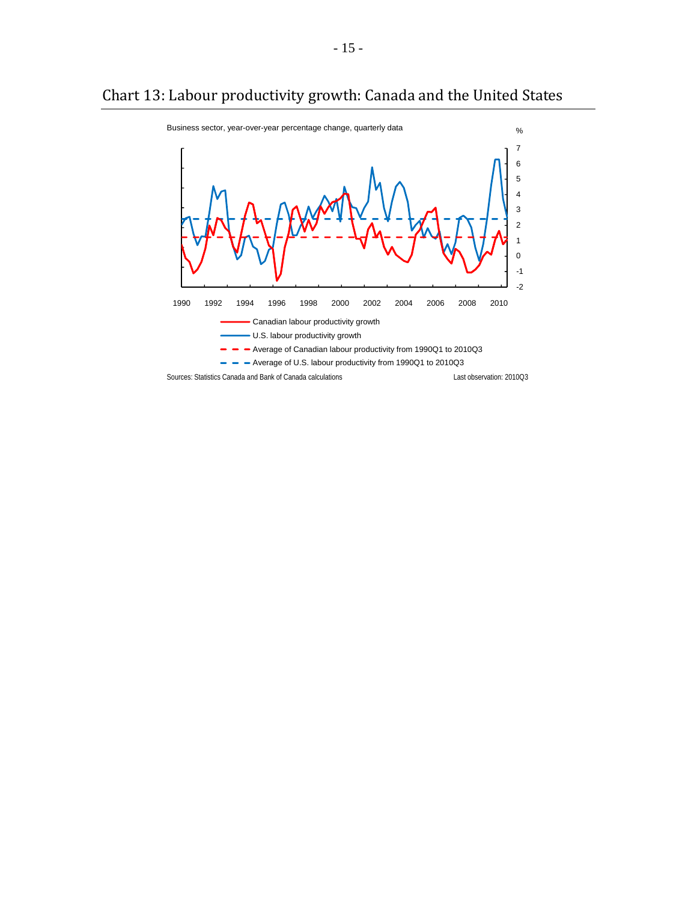## Chart 13: Labour productivity growth: Canada and the United States

Business sector, year-over-year percentage change, quarterly data

%

7
6
5
4
3
2
1
0
-1
-2

1990 1992 1994 1996 1998 2000 2002 2004 2006 2008 2010

Canadian labour productivity growth

U.S. labour productivity growth

Average of Canadian labour productivity from 1990Q1 to 2010Q3

Average of U.S. labour productivity from 1990Q1 to 2010Q3

Sources: Statistics Canada and Bank of Canada calculations

Last observation: 2010Q3